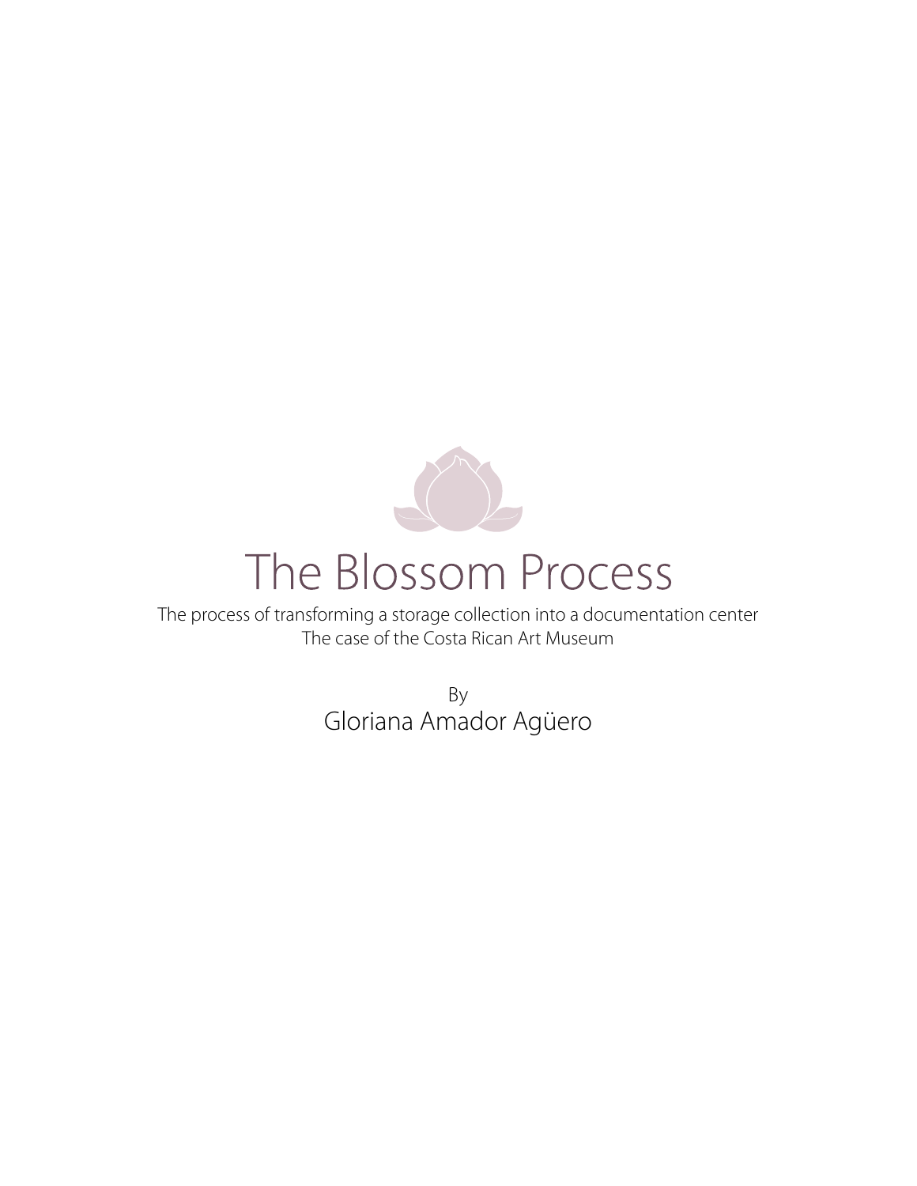# The Blossom Process

The process of transforming a storage collection into a documentation center
The case of the Costa Rican Art Museum

By

Gloriana Amador Agüero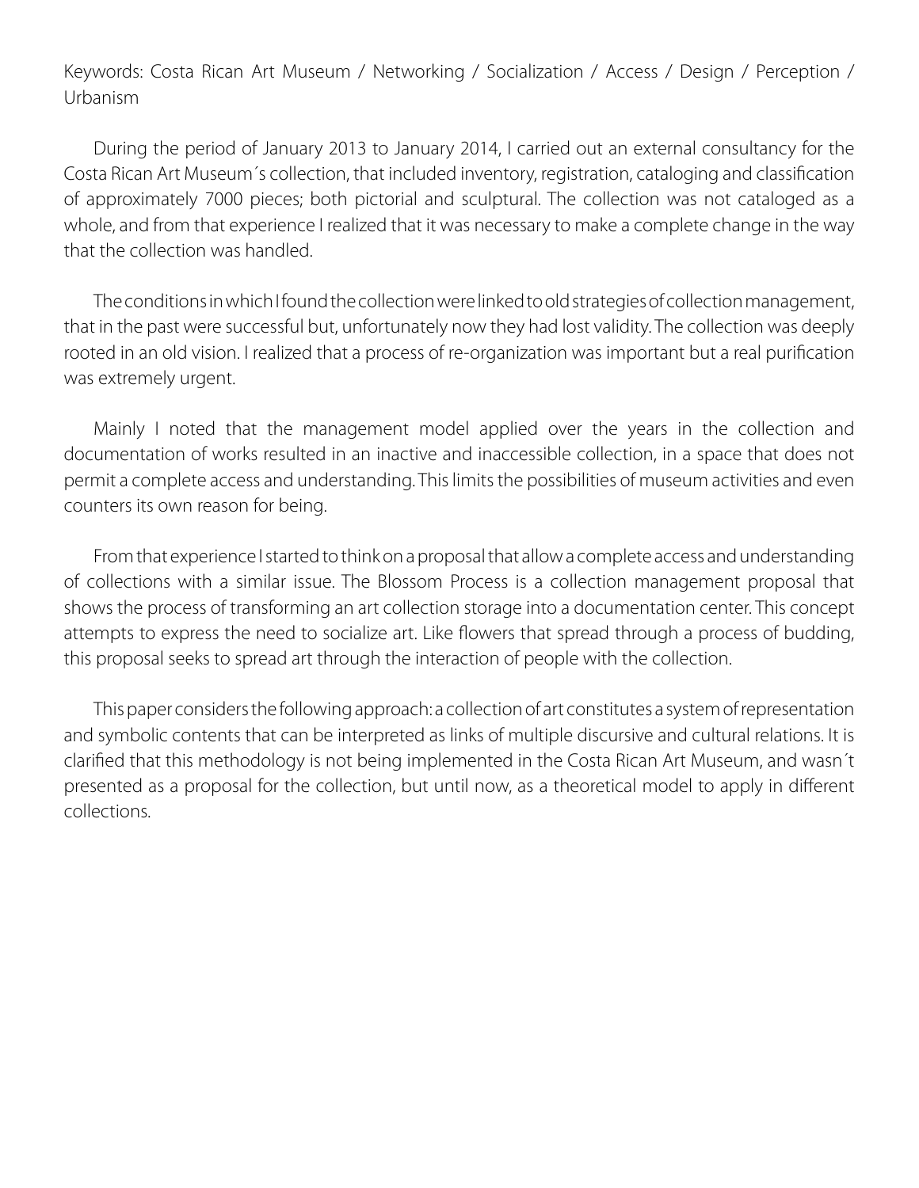Keywords: Costa Rican Art Museum / Networking / Socialization / Access / Design / Perception / Urbanism

During the period of January 2013 to January 2014, I carried out an external consultancy for the Costa Rican Art Museum´s collection, that included inventory, registration, cataloging and classification of approximately 7000 pieces; both pictorial and sculptural. The collection was not cataloged as a whole, and from that experience I realized that it was necessary to make a complete change in the way that the collection was handled.

The conditions in which I found the collection were linked to old strategies of collection management, that in the past were successful but, unfortunately now they had lost validity. The collection was deeply rooted in an old vision. I realized that a process of re-organization was important but a real purification was extremely urgent.

Mainly I noted that the management model applied over the years in the collection and documentation of works resulted in an inactive and inaccessible collection, in a space that does not permit a complete access and understanding. This limits the possibilities of museum activities and even counters its own reason for being.

From that experience I started to think on a proposal that allow a complete access and understanding of collections with a similar issue. The Blossom Process is a collection management proposal that shows the process of transforming an art collection storage into a documentation center. This concept attempts to express the need to socialize art. Like flowers that spread through a process of budding, this proposal seeks to spread art through the interaction of people with the collection.

This paper considers the following approach: a collection of art constitutes a system of representation and symbolic contents that can be interpreted as links of multiple discursive and cultural relations. It is clarified that this methodology is not being implemented in the Costa Rican Art Museum, and wasn´t presented as a proposal for the collection, but until now, as a theoretical model to apply in different collections.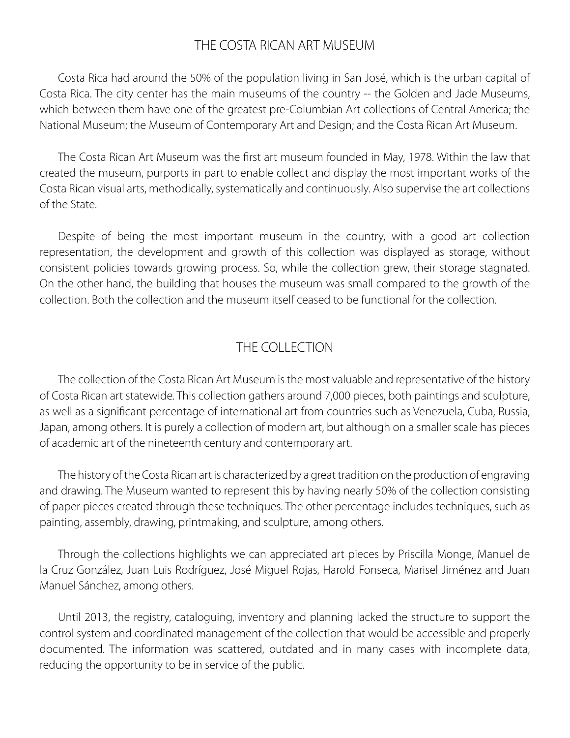## THE COSTA RICAN ART MUSEUM

Costa Rica had around the 50% of the population living in San José, which is the urban capital of Costa Rica. The city center has the main museums of the country -- the Golden and Jade Museums, which between them have one of the greatest pre-Columbian Art collections of Central America; the National Museum; the Museum of Contemporary Art and Design; and the Costa Rican Art Museum.

The Costa Rican Art Museum was the first art museum founded in May, 1978. Within the law that created the museum, purports in part to enable collect and display the most important works of the Costa Rican visual arts, methodically, systematically and continuously. Also supervise the art collections of the State.

Despite of being the most important museum in the country, with a good art collection representation, the development and growth of this collection was displayed as storage, without consistent policies towards growing process. So, while the collection grew, their storage stagnated. On the other hand, the building that houses the museum was small compared to the growth of the collection. Both the collection and the museum itself ceased to be functional for the collection.

## THE COLLECTION

The collection of the Costa Rican Art Museum is the most valuable and representative of the history of Costa Rican art statewide. This collection gathers around 7,000 pieces, both paintings and sculpture, as well as a significant percentage of international art from countries such as Venezuela, Cuba, Russia, Japan, among others. It is purely a collection of modern art, but although on a smaller scale has pieces of academic art of the nineteenth century and contemporary art.

The history of the Costa Rican art is characterized by a great tradition on the production of engraving and drawing. The Museum wanted to represent this by having nearly 50% of the collection consisting of paper pieces created through these techniques. The other percentage includes techniques, such as painting, assembly, drawing, printmaking, and sculpture, among others.

Through the collections highlights we can appreciated art pieces by Priscilla Monge, Manuel de la Cruz González, Juan Luis Rodríguez, José Miguel Rojas, Harold Fonseca, Marisel Jiménez and Juan Manuel Sánchez, among others.

Until 2013, the registry, cataloguing, inventory and planning lacked the structure to support the control system and coordinated management of the collection that would be accessible and properly documented. The information was scattered, outdated and in many cases with incomplete data, reducing the opportunity to be in service of the public.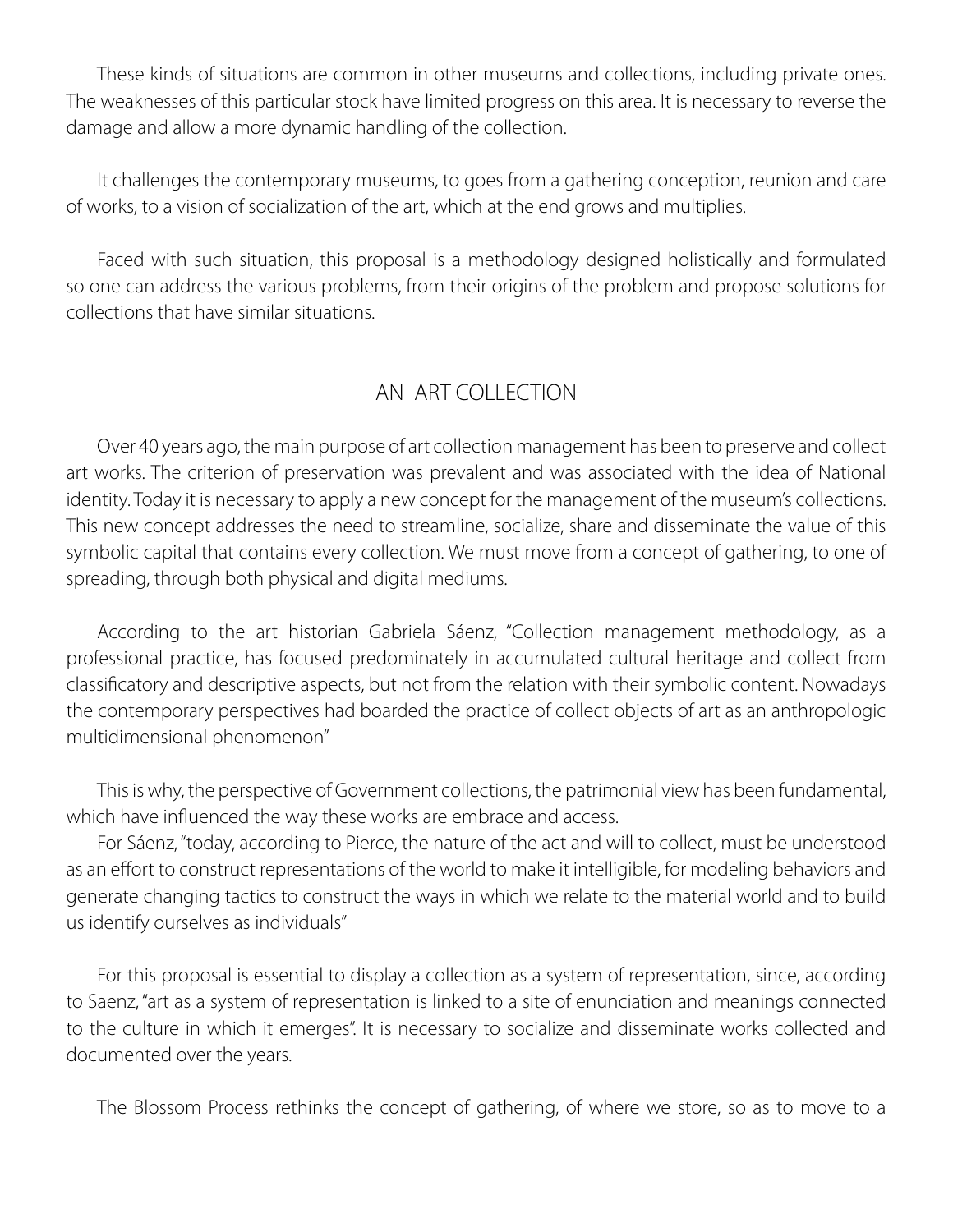These kinds of situations are common in other museums and collections, including private ones. The weaknesses of this particular stock have limited progress on this area. It is necessary to reverse the damage and allow a more dynamic handling of the collection.

It challenges the contemporary museums, to goes from a gathering conception, reunion and care of works, to a vision of socialization of the art, which at the end grows and multiplies.

Faced with such situation, this proposal is a methodology designed holistically and formulated so one can address the various problems, from their origins of the problem and propose solutions for collections that have similar situations.

## AN ART COLLECTION

Over 40 years ago, the main purpose of art collection management has been to preserve and collect art works. The criterion of preservation was prevalent and was associated with the idea of National identity. Today it is necessary to apply a new concept for the management of the museum's collections. This new concept addresses the need to streamline, socialize, share and disseminate the value of this symbolic capital that contains every collection. We must move from a concept of gathering, to one of spreading, through both physical and digital mediums.

According to the art historian Gabriela Sáenz, "Collection management methodology, as a professional practice, has focused predominately in accumulated cultural heritage and collect from classificatory and descriptive aspects, but not from the relation with their symbolic content. Nowadays the contemporary perspectives had boarded the practice of collect objects of art as an anthropologic multidimensional phenomenon"

This is why, the perspective of Government collections, the patrimonial view has been fundamental, which have influenced the way these works are embrace and access.

For Sáenz, "today, according to Pierce, the nature of the act and will to collect, must be understood as an effort to construct representations of the world to make it intelligible, for modeling behaviors and generate changing tactics to construct the ways in which we relate to the material world and to build us identify ourselves as individuals"

For this proposal is essential to display a collection as a system of representation, since, according to Saenz, "art as a system of representation is linked to a site of enunciation and meanings connected to the culture in which it emerges". It is necessary to socialize and disseminate works collected and documented over the years.

The Blossom Process rethinks the concept of gathering, of where we store, so as to move to a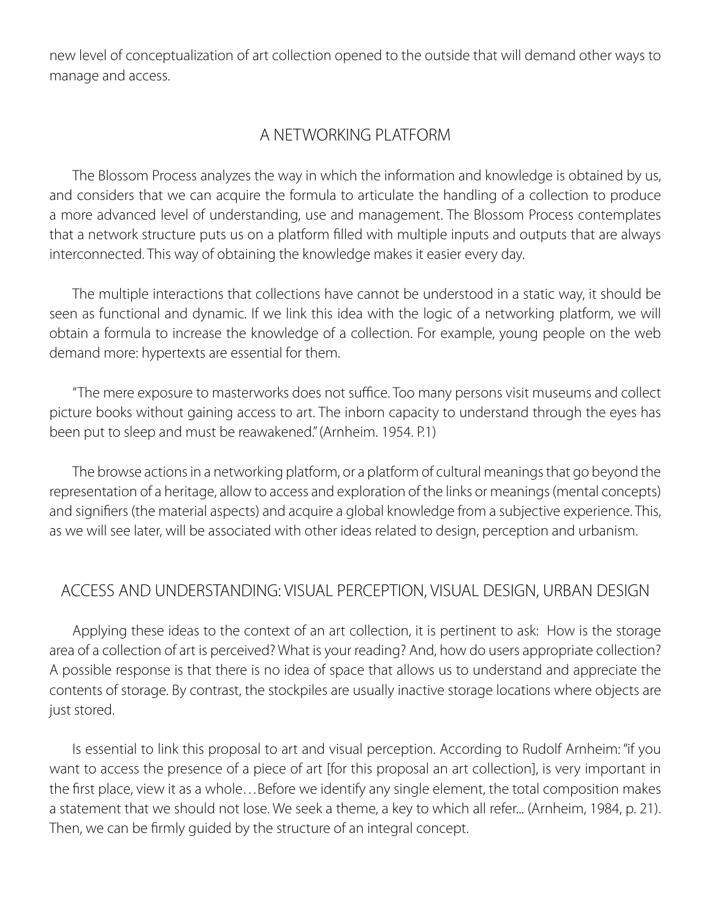new level of conceptualization of art collection opened to the outside that will demand other ways to manage and access.

## A NETWORKING PLATFORM

The Blossom Process analyzes the way in which the information and knowledge is obtained by us, and considers that we can acquire the formula to articulate the handling of a collection to produce a more advanced level of understanding, use and management. The Blossom Process contemplates that a network structure puts us on a platform filled with multiple inputs and outputs that are always interconnected. This way of obtaining the knowledge makes it easier every day.

The multiple interactions that collections have cannot be understood in a static way, it should be seen as functional and dynamic. If we link this idea with the logic of a networking platform, we will obtain a formula to increase the knowledge of a collection. For example, young people on the web demand more: hypertexts are essential for them.

"The mere exposure to masterworks does not suffice. Too many persons visit museums and collect picture books without gaining access to art. The inborn capacity to understand through the eyes has been put to sleep and must be reawakened." (Arnheim. 1954. P.1)

The browse actions in a networking platform, or a platform of cultural meanings that go beyond the representation of a heritage, allow to access and exploration of the links or meanings (mental concepts) and signifiers (the material aspects) and acquire a global knowledge from a subjective experience. This, as we will see later, will be associated with other ideas related to design, perception and urbanism.

## ACCESS AND UNDERSTANDING: VISUAL PERCEPTION, VISUAL DESIGN, URBAN DESIGN

Applying these ideas to the context of an art collection, it is pertinent to ask: How is the storage area of a collection of art is perceived? What is your reading? And, how do users appropriate collection? A possible response is that there is no idea of space that allows us to understand and appreciate the contents of storage. By contrast, the stockpiles are usually inactive storage locations where objects are just stored.

Is essential to link this proposal to art and visual perception. According to Rudolf Arnheim: "if you want to access the presence of a piece of art [for this proposal an art collection], is very important in the first place, view it as a whole…Before we identify any single element, the total composition makes a statement that we should not lose. We seek a theme, a key to which all refer... (Arnheim, 1984, p. 21). Then, we can be firmly guided by the structure of an integral concept.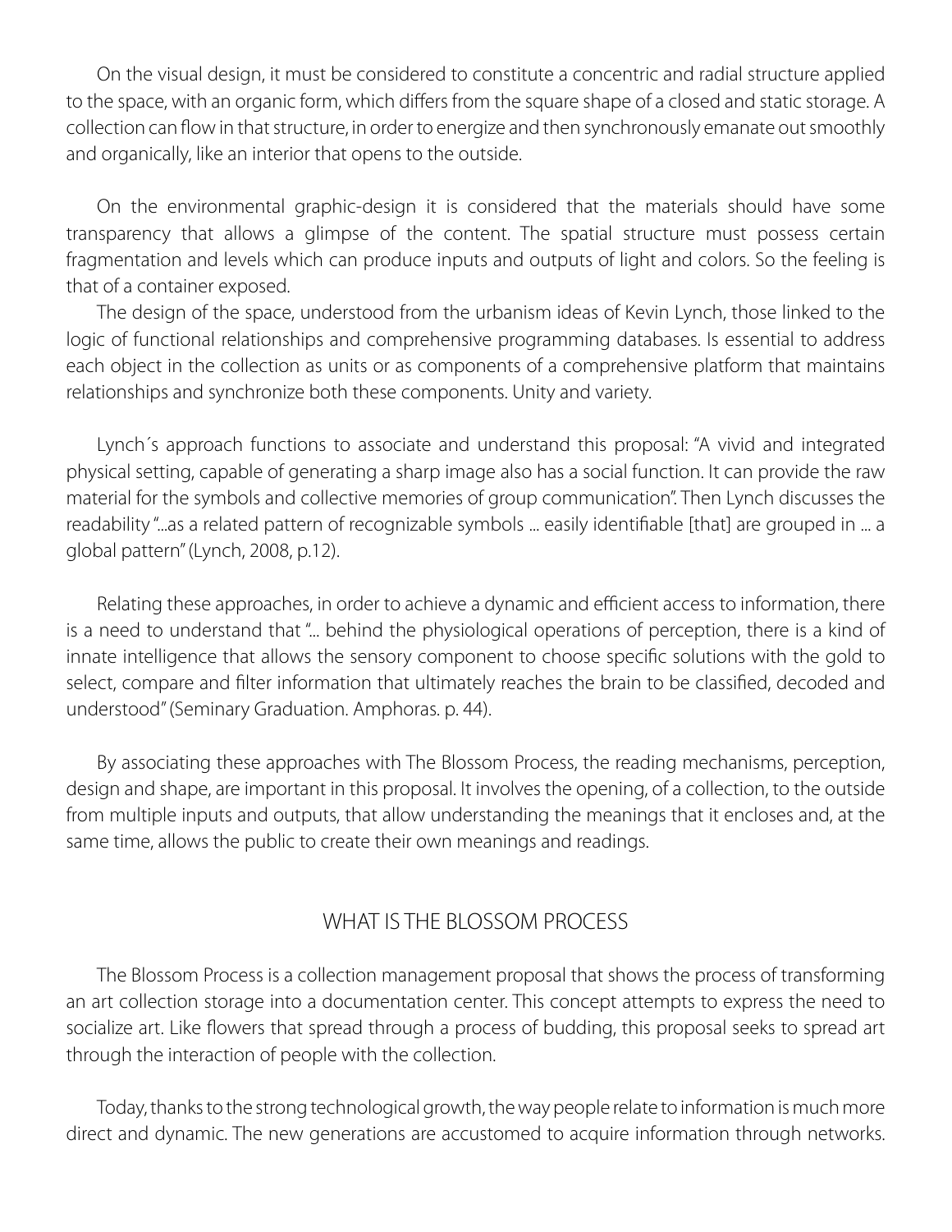On the visual design, it must be considered to constitute a concentric and radial structure applied to the space, with an organic form, which differs from the square shape of a closed and static storage. A collection can flow in that structure, in order to energize and then synchronously emanate out smoothly and organically, like an interior that opens to the outside.

On the environmental graphic-design it is considered that the materials should have some transparency that allows a glimpse of the content. The spatial structure must possess certain fragmentation and levels which can produce inputs and outputs of light and colors. So the feeling is that of a container exposed.

The design of the space, understood from the urbanism ideas of Kevin Lynch, those linked to the logic of functional relationships and comprehensive programming databases. Is essential to address each object in the collection as units or as components of a comprehensive platform that maintains relationships and synchronize both these components. Unity and variety.

Lynch´s approach functions to associate and understand this proposal: "A vivid and integrated physical setting, capable of generating a sharp image also has a social function. It can provide the raw material for the symbols and collective memories of group communication". Then Lynch discusses the readability "...as a related pattern of recognizable symbols ... easily identifiable [that] are grouped in ... a global pattern" (Lynch, 2008, p.12).

Relating these approaches, in order to achieve a dynamic and efficient access to information, there is a need to understand that "... behind the physiological operations of perception, there is a kind of innate intelligence that allows the sensory component to choose specific solutions with the gold to select, compare and filter information that ultimately reaches the brain to be classified, decoded and understood" (Seminary Graduation. Amphoras. p. 44).

By associating these approaches with The Blossom Process, the reading mechanisms, perception, design and shape, are important in this proposal. It involves the opening, of a collection, to the outside from multiple inputs and outputs, that allow understanding the meanings that it encloses and, at the same time, allows the public to create their own meanings and readings.

## WHAT IS THE BLOSSOM PROCESS

The Blossom Process is a collection management proposal that shows the process of transforming an art collection storage into a documentation center. This concept attempts to express the need to socialize art. Like flowers that spread through a process of budding, this proposal seeks to spread art through the interaction of people with the collection.

Today, thanks to the strong technological growth, the way people relate to information is much more direct and dynamic. The new generations are accustomed to acquire information through networks.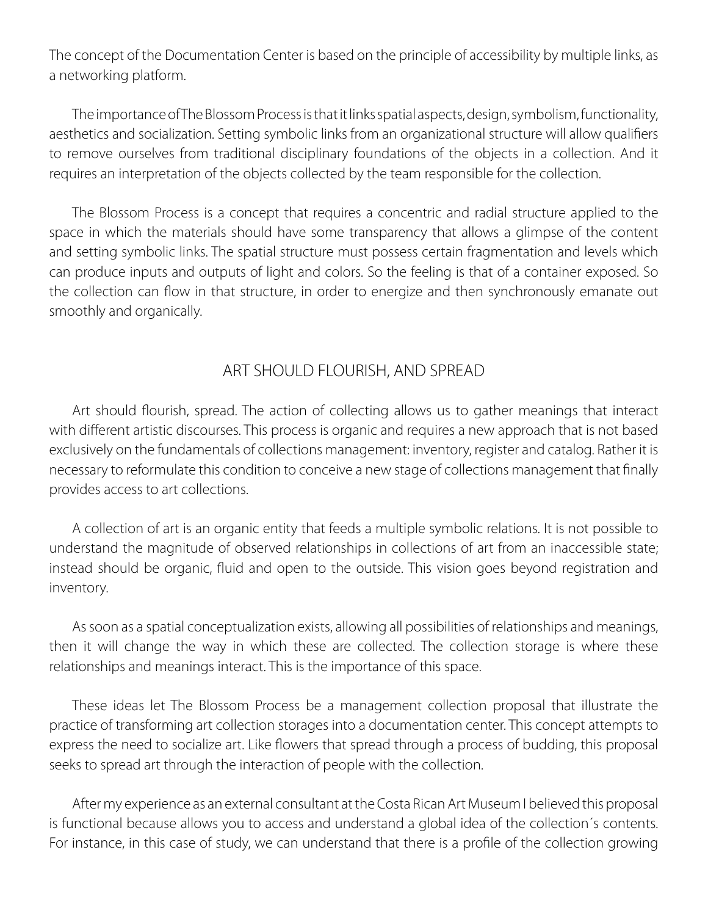The concept of the Documentation Center is based on the principle of accessibility by multiple links, as a networking platform.

The importance of The Blossom Process is that it links spatial aspects, design, symbolism, functionality, aesthetics and socialization. Setting symbolic links from an organizational structure will allow qualifiers to remove ourselves from traditional disciplinary foundations of the objects in a collection. And it requires an interpretation of the objects collected by the team responsible for the collection.

The Blossom Process is a concept that requires a concentric and radial structure applied to the space in which the materials should have some transparency that allows a glimpse of the content and setting symbolic links. The spatial structure must possess certain fragmentation and levels which can produce inputs and outputs of light and colors. So the feeling is that of a container exposed. So the collection can flow in that structure, in order to energize and then synchronously emanate out smoothly and organically.

## ART SHOULD FLOURISH, AND SPREAD

Art should flourish, spread. The action of collecting allows us to gather meanings that interact with different artistic discourses. This process is organic and requires a new approach that is not based exclusively on the fundamentals of collections management: inventory, register and catalog. Rather it is necessary to reformulate this condition to conceive a new stage of collections management that finally provides access to art collections.

A collection of art is an organic entity that feeds a multiple symbolic relations. It is not possible to understand the magnitude of observed relationships in collections of art from an inaccessible state; instead should be organic, fluid and open to the outside. This vision goes beyond registration and inventory.

As soon as a spatial conceptualization exists, allowing all possibilities of relationships and meanings, then it will change the way in which these are collected. The collection storage is where these relationships and meanings interact. This is the importance of this space.

These ideas let The Blossom Process be a management collection proposal that illustrate the practice of transforming art collection storages into a documentation center. This concept attempts to express the need to socialize art. Like flowers that spread through a process of budding, this proposal seeks to spread art through the interaction of people with the collection.

After my experience as an external consultant at the Costa Rican Art Museum I believed this proposal is functional because allows you to access and understand a global idea of the collection´s contents. For instance, in this case of study, we can understand that there is a profile of the collection growing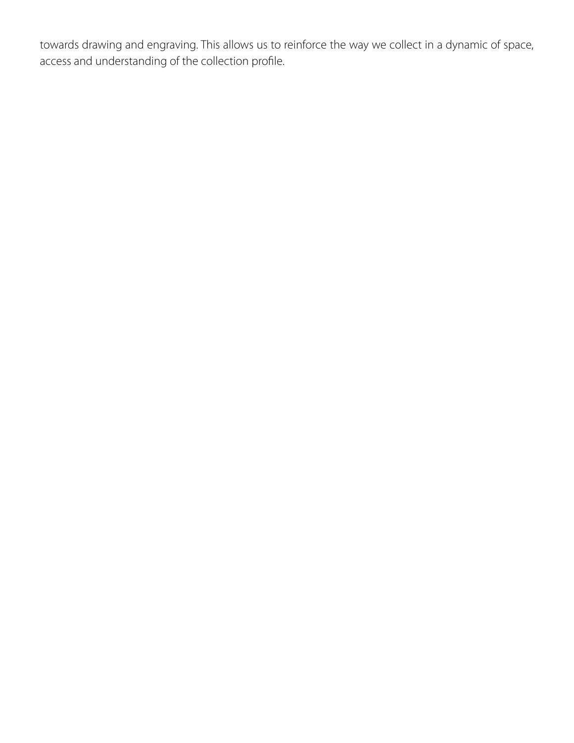towards drawing and engraving. This allows us to reinforce the way we collect in a dynamic of space, access and understanding of the collection profile.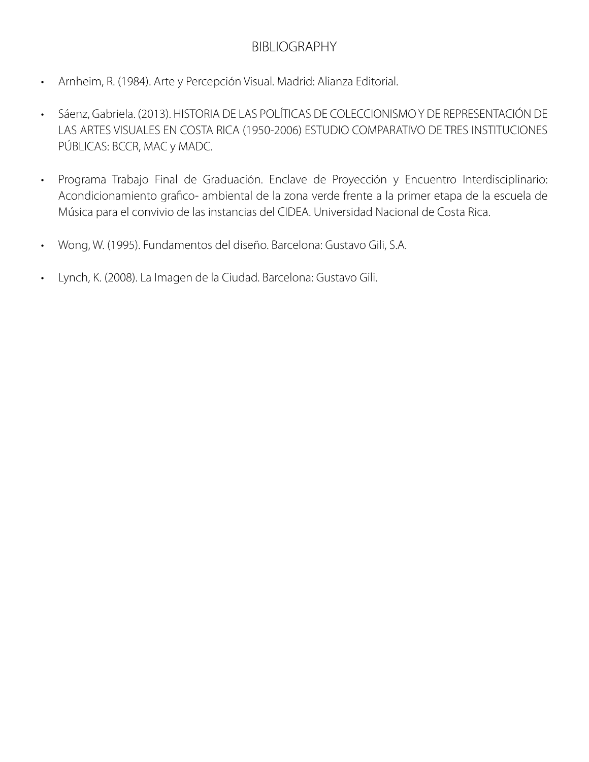# BIBLIOGRAPHY

- Arnheim, R. (1984). Arte y Percepción Visual. Madrid: Alianza Editorial.

- Sáenz, Gabriela. (2013). HISTORIA DE LAS POLÍTICAS DE COLECCIONISMO Y DE REPRESENTACIÓN DE LAS ARTES VISUALES EN COSTA RICA (1950-2006) ESTUDIO COMPARATIVO DE TRES INSTITUCIONES PÚBLICAS: BCCR, MAC y MADC.

- Programa Trabajo Final de Graduación. Enclave de Proyección y Encuentro Interdisciplinario: Acondicionamiento grafico- ambiental de la zona verde frente a la primer etapa de la escuela de Música para el convivio de las instancias del CIDEA. Universidad Nacional de Costa Rica.

- Wong, W. (1995). Fundamentos del diseño. Barcelona: Gustavo Gili, S.A.

- Lynch, K. (2008). La Imagen de la Ciudad. Barcelona: Gustavo Gili.